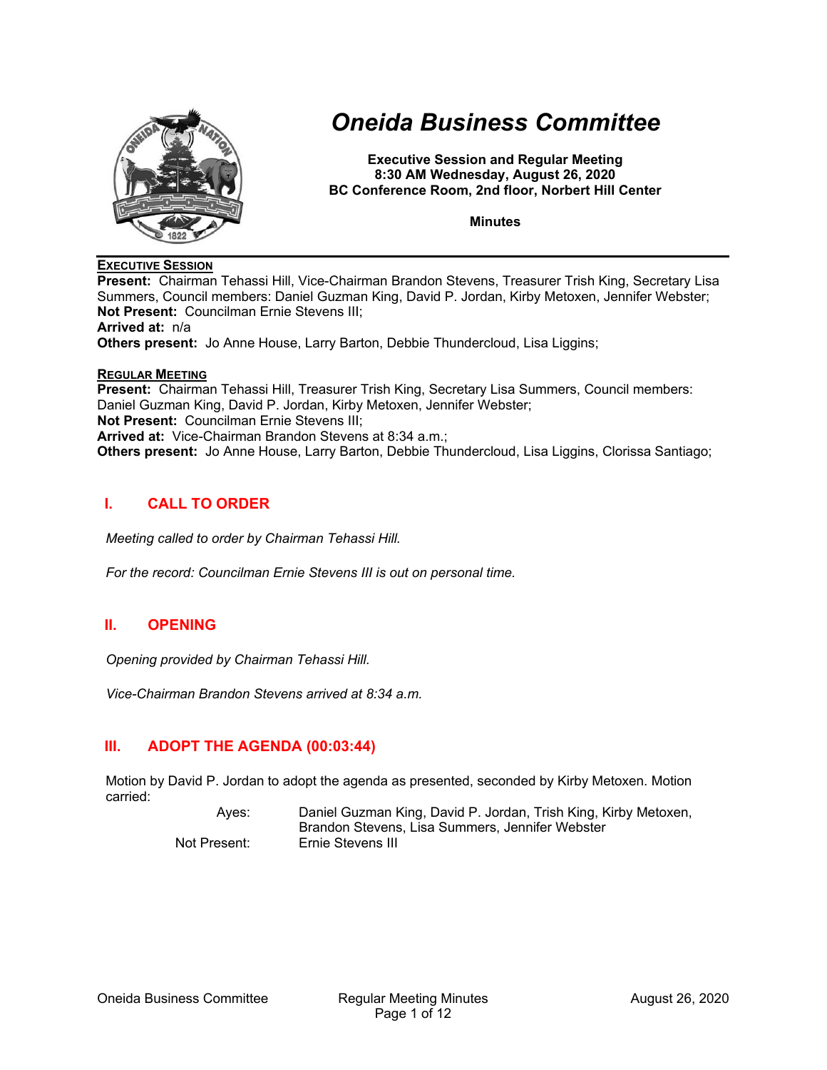# Oneida Business Committee

**Executive Session and Regular Meeting**
**8:30 AM Wednesday, August 26, 2020**
**BC Conference Room, 2nd floor, Norbert Hill Center**

**Minutes**

**EXECUTIVE SESSION**

**Present:** Chairman Tehassi Hill, Vice-Chairman Brandon Stevens, Treasurer Trish King, Secretary Lisa Summers, Council members: Daniel Guzman King, David P. Jordan, Kirby Metoxen, Jennifer Webster;
**Not Present:** Councilman Ernie Stevens III;
**Arrived at:** n/a
**Others present:** Jo Anne House, Larry Barton, Debbie Thundercloud, Lisa Liggins;

**REGULAR MEETING**

**Present:** Chairman Tehassi Hill, Treasurer Trish King, Secretary Lisa Summers, Council members: Daniel Guzman King, David P. Jordan, Kirby Metoxen, Jennifer Webster;
**Not Present:** Councilman Ernie Stevens III;
**Arrived at:** Vice-Chairman Brandon Stevens at 8:34 a.m.;
**Others present:** Jo Anne House, Larry Barton, Debbie Thundercloud, Lisa Liggins, Clorissa Santiago;

## I. CALL TO ORDER

*Meeting called to order by Chairman Tehassi Hill.*

*For the record: Councilman Ernie Stevens III is out on personal time.*

## II. OPENING

*Opening provided by Chairman Tehassi Hill.*

*Vice-Chairman Brandon Stevens arrived at 8:34 a.m.*

## III. ADOPT THE AGENDA (00:03:44)

Motion by David P. Jordan to adopt the agenda as presented, seconded by Kirby Metoxen. Motion carried:

| | |
|---|---|
| Ayes: | Daniel Guzman King, David P. Jordan, Trish King, Kirby Metoxen, Brandon Stevens, Lisa Summers, Jennifer Webster |
| Not Present: | Ernie Stevens III |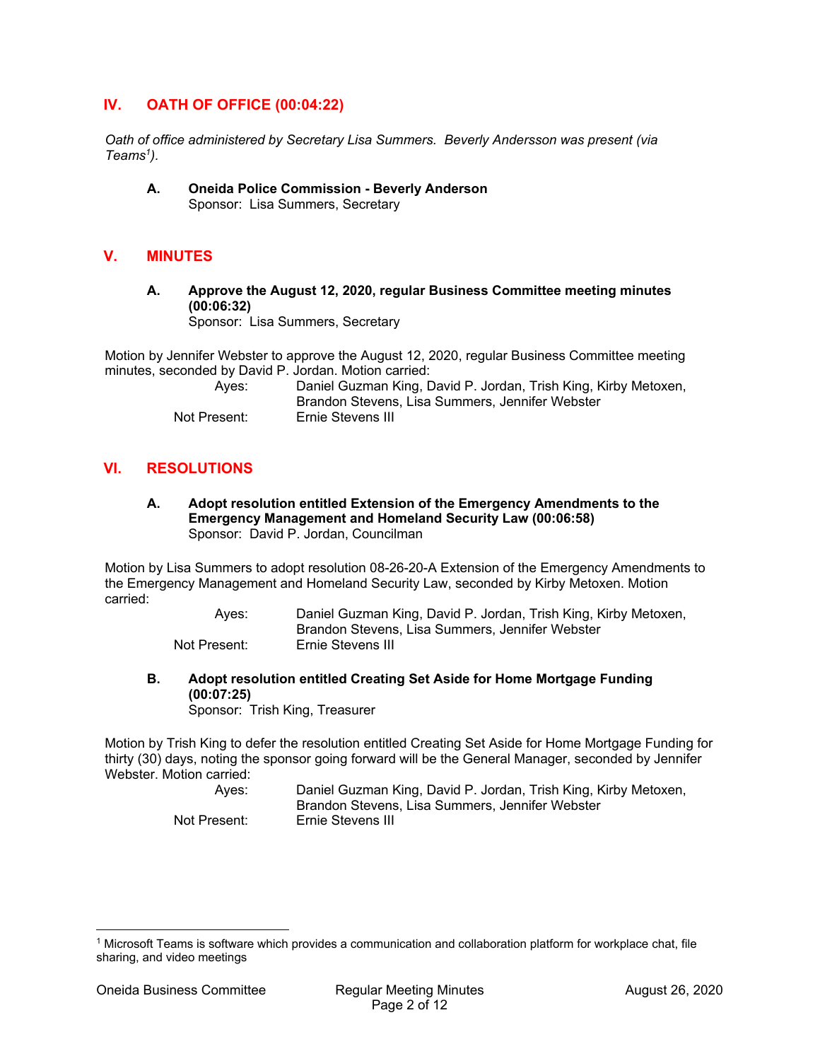## IV. OATH OF OFFICE (00:04:22)

*Oath of office administered by Secretary Lisa Summers. Beverly Andersson was present (via Teams[1]).*

**A. Oneida Police Commission - Beverly Anderson**
Sponsor: Lisa Summers, Secretary

## V. MINUTES

**A. Approve the August 12, 2020, regular Business Committee meeting minutes (00:06:32)**
Sponsor: Lisa Summers, Secretary

Motion by Jennifer Webster to approve the August 12, 2020, regular Business Committee meeting minutes, seconded by David P. Jordan. Motion carried:

Ayes: Daniel Guzman King, David P. Jordan, Trish King, Kirby Metoxen, Brandon Stevens, Lisa Summers, Jennifer Webster
Not Present: Ernie Stevens III

## VI. RESOLUTIONS

**A. Adopt resolution entitled Extension of the Emergency Amendments to the Emergency Management and Homeland Security Law (00:06:58)**
Sponsor: David P. Jordan, Councilman

Motion by Lisa Summers to adopt resolution 08-26-20-A Extension of the Emergency Amendments to the Emergency Management and Homeland Security Law, seconded by Kirby Metoxen. Motion carried:

Ayes: Daniel Guzman King, David P. Jordan, Trish King, Kirby Metoxen, Brandon Stevens, Lisa Summers, Jennifer Webster
Not Present: Ernie Stevens III

**B. Adopt resolution entitled Creating Set Aside for Home Mortgage Funding (00:07:25)**
Sponsor: Trish King, Treasurer

Motion by Trish King to defer the resolution entitled Creating Set Aside for Home Mortgage Funding for thirty (30) days, noting the sponsor going forward will be the General Manager, seconded by Jennifer Webster. Motion carried:

Ayes: Daniel Guzman King, David P. Jordan, Trish King, Kirby Metoxen, Brandon Stevens, Lisa Summers, Jennifer Webster
Not Present: Ernie Stevens III

---

[1] Microsoft Teams is software which provides a communication and collaboration platform for workplace chat, file sharing, and video meetings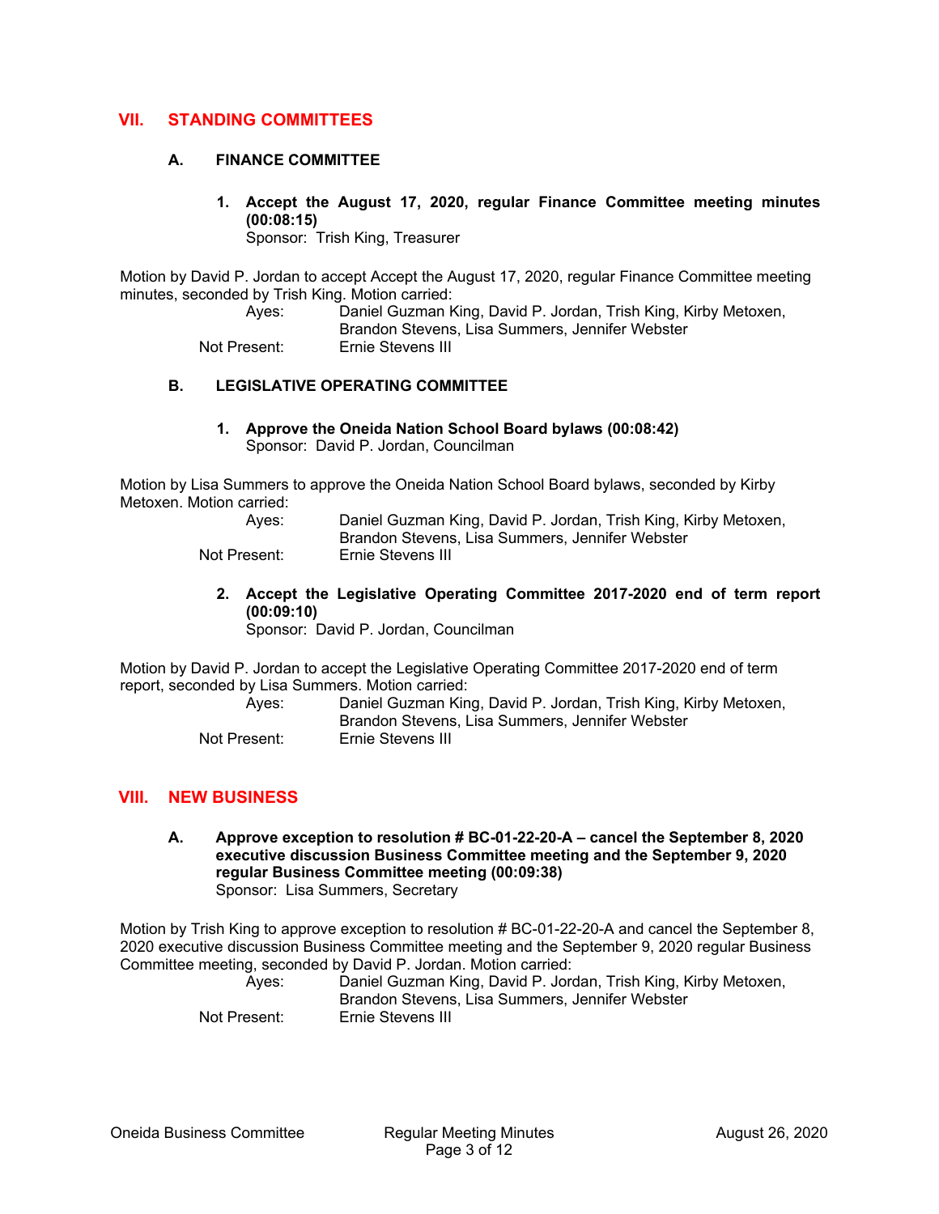## VII. STANDING COMMITTEES

### A. FINANCE COMMITTEE

**1. Accept the August 17, 2020, regular Finance Committee meeting minutes (00:08:15)**
Sponsor: Trish King, Treasurer

Motion by David P. Jordan to accept Accept the August 17, 2020, regular Finance Committee meeting minutes, seconded by Trish King. Motion carried:

Ayes: Daniel Guzman King, David P. Jordan, Trish King, Kirby Metoxen, Brandon Stevens, Lisa Summers, Jennifer Webster
Not Present: Ernie Stevens III

### B. LEGISLATIVE OPERATING COMMITTEE

**1. Approve the Oneida Nation School Board bylaws (00:08:42)**
Sponsor: David P. Jordan, Councilman

Motion by Lisa Summers to approve the Oneida Nation School Board bylaws, seconded by Kirby Metoxen. Motion carried:

Ayes: Daniel Guzman King, David P. Jordan, Trish King, Kirby Metoxen, Brandon Stevens, Lisa Summers, Jennifer Webster
Not Present: Ernie Stevens III

**2. Accept the Legislative Operating Committee 2017-2020 end of term report (00:09:10)**
Sponsor: David P. Jordan, Councilman

Motion by David P. Jordan to accept the Legislative Operating Committee 2017-2020 end of term report, seconded by Lisa Summers. Motion carried:

Ayes: Daniel Guzman King, David P. Jordan, Trish King, Kirby Metoxen, Brandon Stevens, Lisa Summers, Jennifer Webster
Not Present: Ernie Stevens III

## VIII. NEW BUSINESS

**A. Approve exception to resolution # BC-01-22-20-A – cancel the September 8, 2020 executive discussion Business Committee meeting and the September 9, 2020 regular Business Committee meeting (00:09:38)**
Sponsor: Lisa Summers, Secretary

Motion by Trish King to approve exception to resolution # BC-01-22-20-A and cancel the September 8, 2020 executive discussion Business Committee meeting and the September 9, 2020 regular Business Committee meeting, seconded by David P. Jordan. Motion carried:

Ayes: Daniel Guzman King, David P. Jordan, Trish King, Kirby Metoxen, Brandon Stevens, Lisa Summers, Jennifer Webster
Not Present: Ernie Stevens III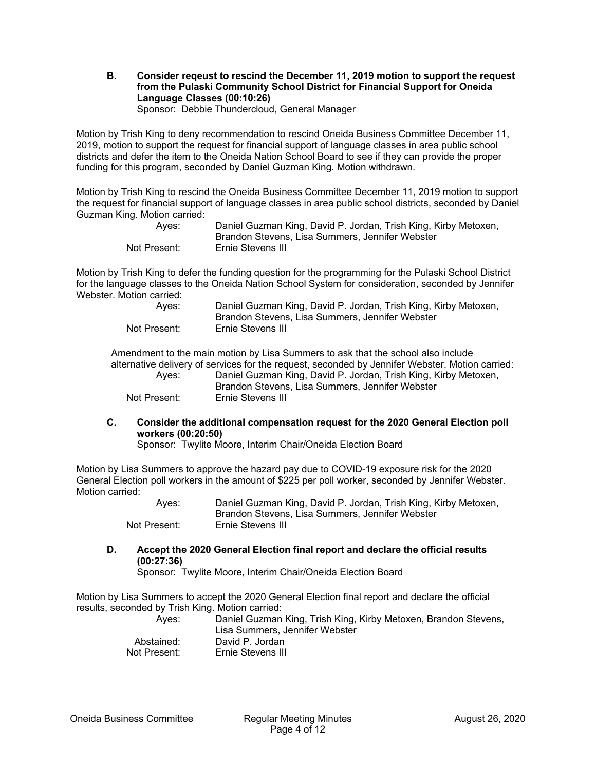**B. Consider reqeust to rescind the December 11, 2019 motion to support the request from the Pulaski Community School District for Financial Support for Oneida Language Classes (00:10:26)**

Sponsor: Debbie Thundercloud, General Manager

Motion by Trish King to deny recommendation to rescind Oneida Business Committee December 11, 2019, motion to support the request for financial support of language classes in area public school districts and defer the item to the Oneida Nation School Board to see if they can provide the proper funding for this program, seconded by Daniel Guzman King. Motion withdrawn.

Motion by Trish King to rescind the Oneida Business Committee December 11, 2019 motion to support the request for financial support of language classes in area public school districts, seconded by Daniel Guzman King. Motion carried:

| | |
|---|---|
| Ayes: | Daniel Guzman King, David P. Jordan, Trish King, Kirby Metoxen, Brandon Stevens, Lisa Summers, Jennifer Webster |
| Not Present: | Ernie Stevens III |

Motion by Trish King to defer the funding question for the programming for the Pulaski School District for the language classes to the Oneida Nation School System for consideration, seconded by Jennifer Webster. Motion carried:

| | |
|---|---|
| Ayes: | Daniel Guzman King, David P. Jordan, Trish King, Kirby Metoxen, Brandon Stevens, Lisa Summers, Jennifer Webster |
| Not Present: | Ernie Stevens III |

Amendment to the main motion by Lisa Summers to ask that the school also include alternative delivery of services for the request, seconded by Jennifer Webster. Motion carried:

| | |
|---|---|
| Ayes: | Daniel Guzman King, David P. Jordan, Trish King, Kirby Metoxen, Brandon Stevens, Lisa Summers, Jennifer Webster |
| Not Present: | Ernie Stevens III |

**C. Consider the additional compensation request for the 2020 General Election poll workers (00:20:50)**

Sponsor: Twylite Moore, Interim Chair/Oneida Election Board

Motion by Lisa Summers to approve the hazard pay due to COVID-19 exposure risk for the 2020 General Election poll workers in the amount of $225 per poll worker, seconded by Jennifer Webster. Motion carried:

| | |
|---|---|
| Ayes: | Daniel Guzman King, David P. Jordan, Trish King, Kirby Metoxen, Brandon Stevens, Lisa Summers, Jennifer Webster |
| Not Present: | Ernie Stevens III |

**D. Accept the 2020 General Election final report and declare the official results (00:27:36)**

Sponsor: Twylite Moore, Interim Chair/Oneida Election Board

Motion by Lisa Summers to accept the 2020 General Election final report and declare the official results, seconded by Trish King. Motion carried:

| | |
|---|---|
| Ayes: | Daniel Guzman King, Trish King, Kirby Metoxen, Brandon Stevens, Lisa Summers, Jennifer Webster |
| Abstained: | David P. Jordan |
| Not Present: | Ernie Stevens III |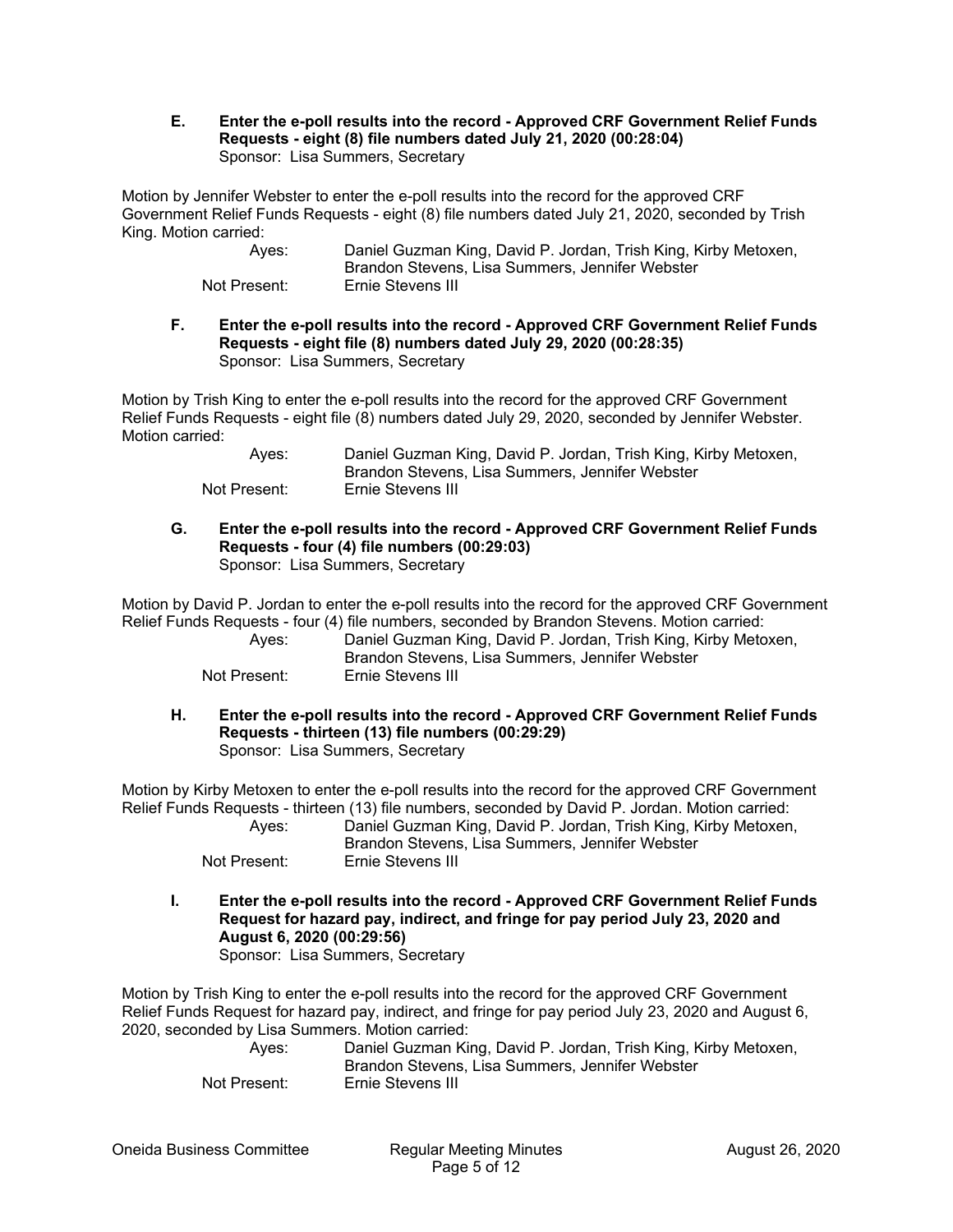**E. Enter the e-poll results into the record - Approved CRF Government Relief Funds Requests - eight (8) file numbers dated July 21, 2020 (00:28:04)**
Sponsor: Lisa Summers, Secretary

Motion by Jennifer Webster to enter the e-poll results into the record for the approved CRF Government Relief Funds Requests - eight (8) file numbers dated July 21, 2020, seconded by Trish King. Motion carried:

Ayes: Daniel Guzman King, David P. Jordan, Trish King, Kirby Metoxen, Brandon Stevens, Lisa Summers, Jennifer Webster
Not Present: Ernie Stevens III

**F. Enter the e-poll results into the record - Approved CRF Government Relief Funds Requests - eight file (8) numbers dated July 29, 2020 (00:28:35)**
Sponsor: Lisa Summers, Secretary

Motion by Trish King to enter the e-poll results into the record for the approved CRF Government Relief Funds Requests - eight file (8) numbers dated July 29, 2020, seconded by Jennifer Webster. Motion carried:

Ayes: Daniel Guzman King, David P. Jordan, Trish King, Kirby Metoxen, Brandon Stevens, Lisa Summers, Jennifer Webster
Not Present: Ernie Stevens III

**G. Enter the e-poll results into the record - Approved CRF Government Relief Funds Requests - four (4) file numbers (00:29:03)**
Sponsor: Lisa Summers, Secretary

Motion by David P. Jordan to enter the e-poll results into the record for the approved CRF Government Relief Funds Requests - four (4) file numbers, seconded by Brandon Stevens. Motion carried:

Ayes: Daniel Guzman King, David P. Jordan, Trish King, Kirby Metoxen, Brandon Stevens, Lisa Summers, Jennifer Webster
Not Present: Ernie Stevens III

**H. Enter the e-poll results into the record - Approved CRF Government Relief Funds Requests - thirteen (13) file numbers (00:29:29)**
Sponsor: Lisa Summers, Secretary

Motion by Kirby Metoxen to enter the e-poll results into the record for the approved CRF Government Relief Funds Requests - thirteen (13) file numbers, seconded by David P. Jordan. Motion carried:

Ayes: Daniel Guzman King, David P. Jordan, Trish King, Kirby Metoxen, Brandon Stevens, Lisa Summers, Jennifer Webster
Not Present: Ernie Stevens III

**I. Enter the e-poll results into the record - Approved CRF Government Relief Funds Request for hazard pay, indirect, and fringe for pay period July 23, 2020 and August 6, 2020 (00:29:56)**
Sponsor: Lisa Summers, Secretary

Motion by Trish King to enter the e-poll results into the record for the approved CRF Government Relief Funds Request for hazard pay, indirect, and fringe for pay period July 23, 2020 and August 6, 2020, seconded by Lisa Summers. Motion carried:

Ayes: Daniel Guzman King, David P. Jordan, Trish King, Kirby Metoxen, Brandon Stevens, Lisa Summers, Jennifer Webster
Not Present: Ernie Stevens III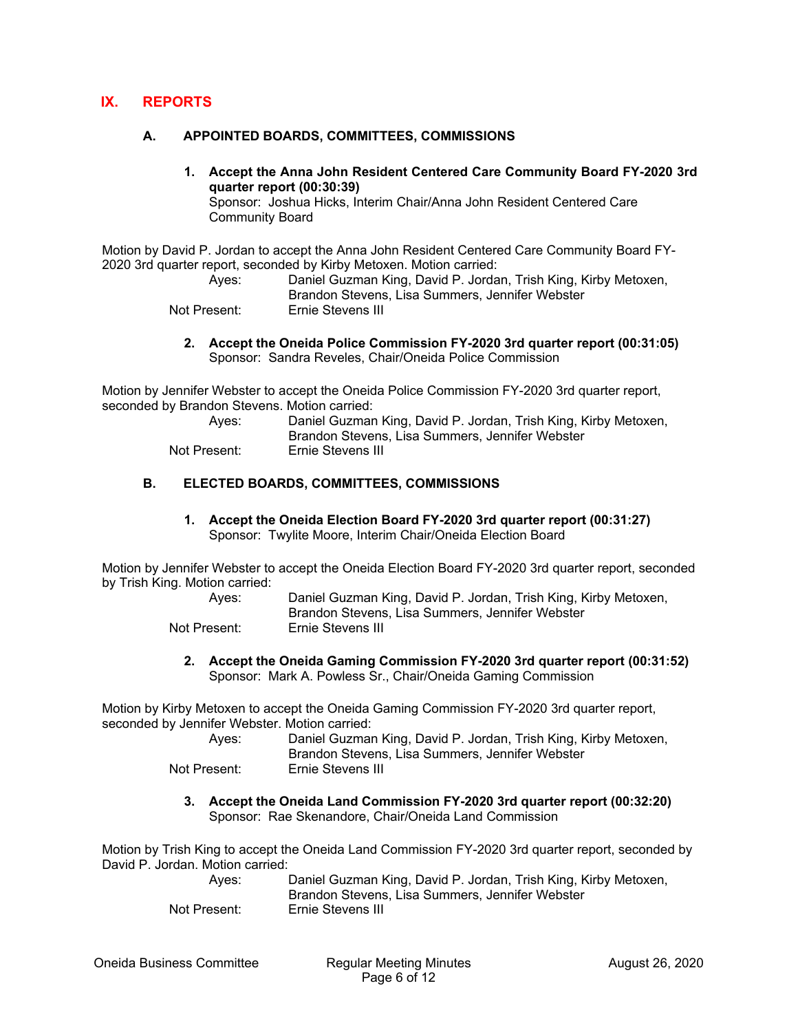## IX. REPORTS

### A. APPOINTED BOARDS, COMMITTEES, COMMISSIONS

**1. Accept the Anna John Resident Centered Care Community Board FY-2020 3rd quarter report (00:30:39)**
Sponsor: Joshua Hicks, Interim Chair/Anna John Resident Centered Care Community Board

Motion by David P. Jordan to accept the Anna John Resident Centered Care Community Board FY-2020 3rd quarter report, seconded by Kirby Metoxen. Motion carried:

Ayes: Daniel Guzman King, David P. Jordan, Trish King, Kirby Metoxen, Brandon Stevens, Lisa Summers, Jennifer Webster
Not Present: Ernie Stevens III

**2. Accept the Oneida Police Commission FY-2020 3rd quarter report (00:31:05)**
Sponsor: Sandra Reveles, Chair/Oneida Police Commission

Motion by Jennifer Webster to accept the Oneida Police Commission FY-2020 3rd quarter report, seconded by Brandon Stevens. Motion carried:

Ayes: Daniel Guzman King, David P. Jordan, Trish King, Kirby Metoxen, Brandon Stevens, Lisa Summers, Jennifer Webster
Not Present: Ernie Stevens III

### B. ELECTED BOARDS, COMMITTEES, COMMISSIONS

**1. Accept the Oneida Election Board FY-2020 3rd quarter report (00:31:27)**
Sponsor: Twylite Moore, Interim Chair/Oneida Election Board

Motion by Jennifer Webster to accept the Oneida Election Board FY-2020 3rd quarter report, seconded by Trish King. Motion carried:

Ayes: Daniel Guzman King, David P. Jordan, Trish King, Kirby Metoxen, Brandon Stevens, Lisa Summers, Jennifer Webster
Not Present: Ernie Stevens III

**2. Accept the Oneida Gaming Commission FY-2020 3rd quarter report (00:31:52)**
Sponsor: Mark A. Powless Sr., Chair/Oneida Gaming Commission

Motion by Kirby Metoxen to accept the Oneida Gaming Commission FY-2020 3rd quarter report, seconded by Jennifer Webster. Motion carried:

Ayes: Daniel Guzman King, David P. Jordan, Trish King, Kirby Metoxen, Brandon Stevens, Lisa Summers, Jennifer Webster
Not Present: Ernie Stevens III

**3. Accept the Oneida Land Commission FY-2020 3rd quarter report (00:32:20)**
Sponsor: Rae Skenandore, Chair/Oneida Land Commission

Motion by Trish King to accept the Oneida Land Commission FY-2020 3rd quarter report, seconded by David P. Jordan. Motion carried:

Ayes: Daniel Guzman King, David P. Jordan, Trish King, Kirby Metoxen, Brandon Stevens, Lisa Summers, Jennifer Webster
Not Present: Ernie Stevens III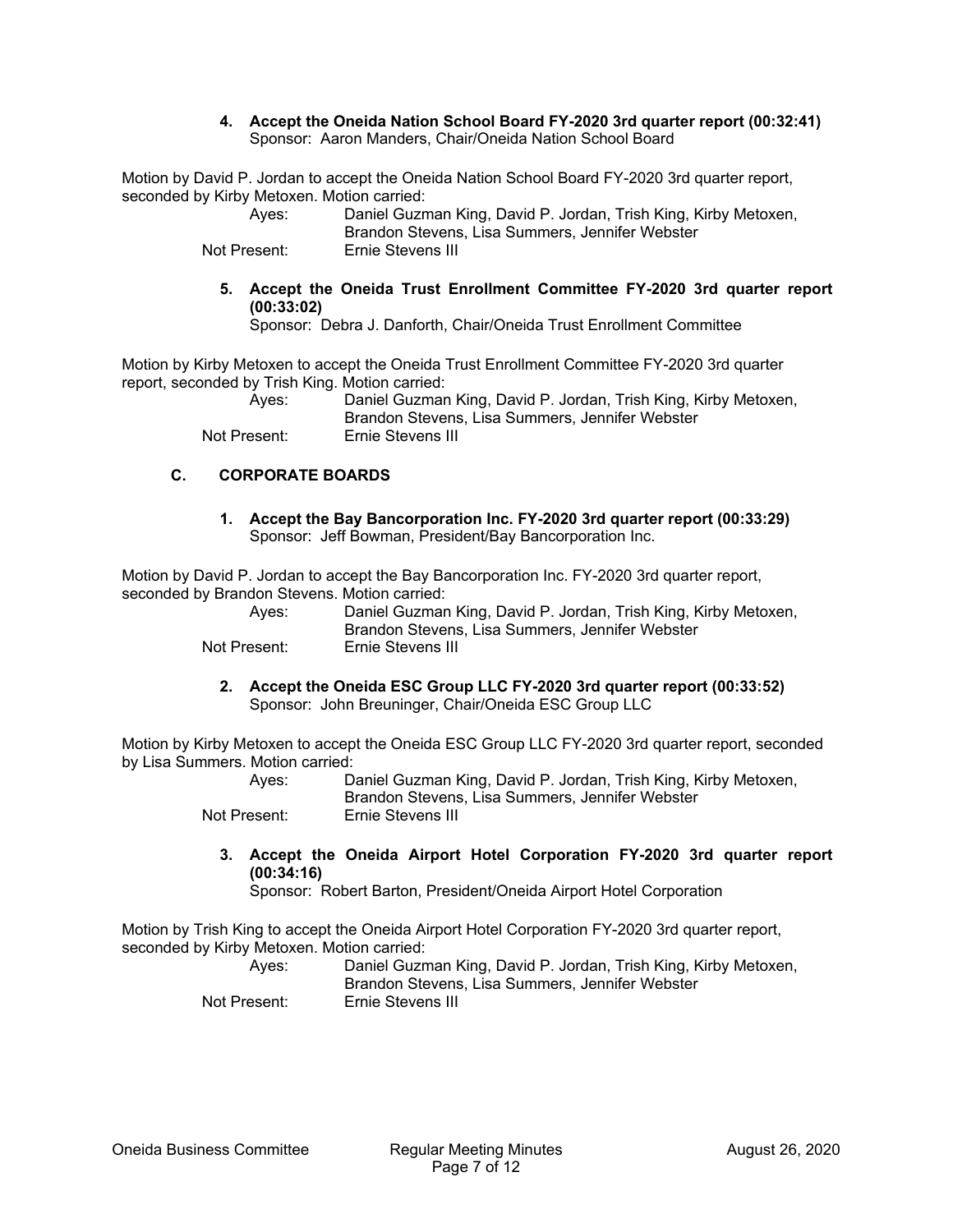**4. Accept the Oneida Nation School Board FY-2020 3rd quarter report (00:32:41)**
Sponsor: Aaron Manders, Chair/Oneida Nation School Board

Motion by David P. Jordan to accept the Oneida Nation School Board FY-2020 3rd quarter report, seconded by Kirby Metoxen. Motion carried:

Ayes: Daniel Guzman King, David P. Jordan, Trish King, Kirby Metoxen, Brandon Stevens, Lisa Summers, Jennifer Webster
Not Present: Ernie Stevens III

**5. Accept the Oneida Trust Enrollment Committee FY-2020 3rd quarter report (00:33:02)**
Sponsor: Debra J. Danforth, Chair/Oneida Trust Enrollment Committee

Motion by Kirby Metoxen to accept the Oneida Trust Enrollment Committee FY-2020 3rd quarter report, seconded by Trish King. Motion carried:

Ayes: Daniel Guzman King, David P. Jordan, Trish King, Kirby Metoxen, Brandon Stevens, Lisa Summers, Jennifer Webster
Not Present: Ernie Stevens III

## C. CORPORATE BOARDS

**1. Accept the Bay Bancorporation Inc. FY-2020 3rd quarter report (00:33:29)**
Sponsor: Jeff Bowman, President/Bay Bancorporation Inc.

Motion by David P. Jordan to accept the Bay Bancorporation Inc. FY-2020 3rd quarter report, seconded by Brandon Stevens. Motion carried:

Ayes: Daniel Guzman King, David P. Jordan, Trish King, Kirby Metoxen, Brandon Stevens, Lisa Summers, Jennifer Webster
Not Present: Ernie Stevens III

**2. Accept the Oneida ESC Group LLC FY-2020 3rd quarter report (00:33:52)**
Sponsor: John Breuninger, Chair/Oneida ESC Group LLC

Motion by Kirby Metoxen to accept the Oneida ESC Group LLC FY-2020 3rd quarter report, seconded by Lisa Summers. Motion carried:

Ayes: Daniel Guzman King, David P. Jordan, Trish King, Kirby Metoxen, Brandon Stevens, Lisa Summers, Jennifer Webster
Not Present: Ernie Stevens III

**3. Accept the Oneida Airport Hotel Corporation FY-2020 3rd quarter report (00:34:16)**
Sponsor: Robert Barton, President/Oneida Airport Hotel Corporation

Motion by Trish King to accept the Oneida Airport Hotel Corporation FY-2020 3rd quarter report, seconded by Kirby Metoxen. Motion carried:

Ayes: Daniel Guzman King, David P. Jordan, Trish King, Kirby Metoxen, Brandon Stevens, Lisa Summers, Jennifer Webster
Not Present: Ernie Stevens III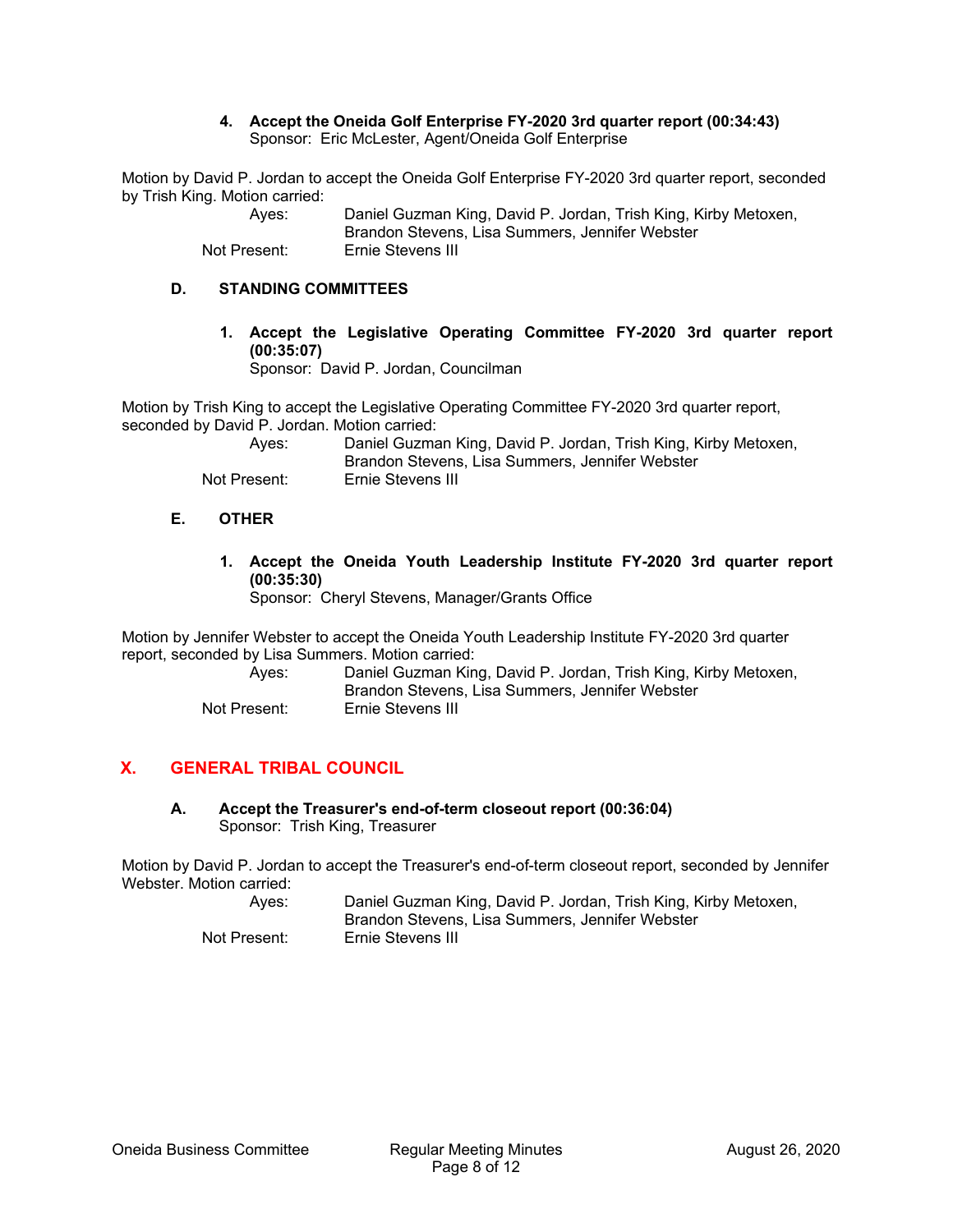**4. Accept the Oneida Golf Enterprise FY-2020 3rd quarter report (00:34:43)**
Sponsor: Eric McLester, Agent/Oneida Golf Enterprise

Motion by David P. Jordan to accept the Oneida Golf Enterprise FY-2020 3rd quarter report, seconded by Trish King. Motion carried:

| | |
|---|---|
| Ayes: | Daniel Guzman King, David P. Jordan, Trish King, Kirby Metoxen, Brandon Stevens, Lisa Summers, Jennifer Webster |
| Not Present: | Ernie Stevens III |

### D. STANDING COMMITTEES

**1. Accept the Legislative Operating Committee FY-2020 3rd quarter report (00:35:07)**
Sponsor: David P. Jordan, Councilman

Motion by Trish King to accept the Legislative Operating Committee FY-2020 3rd quarter report, seconded by David P. Jordan. Motion carried:

| | |
|---|---|
| Ayes: | Daniel Guzman King, David P. Jordan, Trish King, Kirby Metoxen, Brandon Stevens, Lisa Summers, Jennifer Webster |
| Not Present: | Ernie Stevens III |

### E. OTHER

**1. Accept the Oneida Youth Leadership Institute FY-2020 3rd quarter report (00:35:30)**
Sponsor: Cheryl Stevens, Manager/Grants Office

Motion by Jennifer Webster to accept the Oneida Youth Leadership Institute FY-2020 3rd quarter report, seconded by Lisa Summers. Motion carried:

| | |
|---|---|
| Ayes: | Daniel Guzman King, David P. Jordan, Trish King, Kirby Metoxen, Brandon Stevens, Lisa Summers, Jennifer Webster |
| Not Present: | Ernie Stevens III |

## X. GENERAL TRIBAL COUNCIL

### A. Accept the Treasurer's end-of-term closeout report (00:36:04)
Sponsor: Trish King, Treasurer

Motion by David P. Jordan to accept the Treasurer's end-of-term closeout report, seconded by Jennifer Webster. Motion carried:

| | |
|---|---|
| Ayes: | Daniel Guzman King, David P. Jordan, Trish King, Kirby Metoxen, Brandon Stevens, Lisa Summers, Jennifer Webster |
| Not Present: | Ernie Stevens III |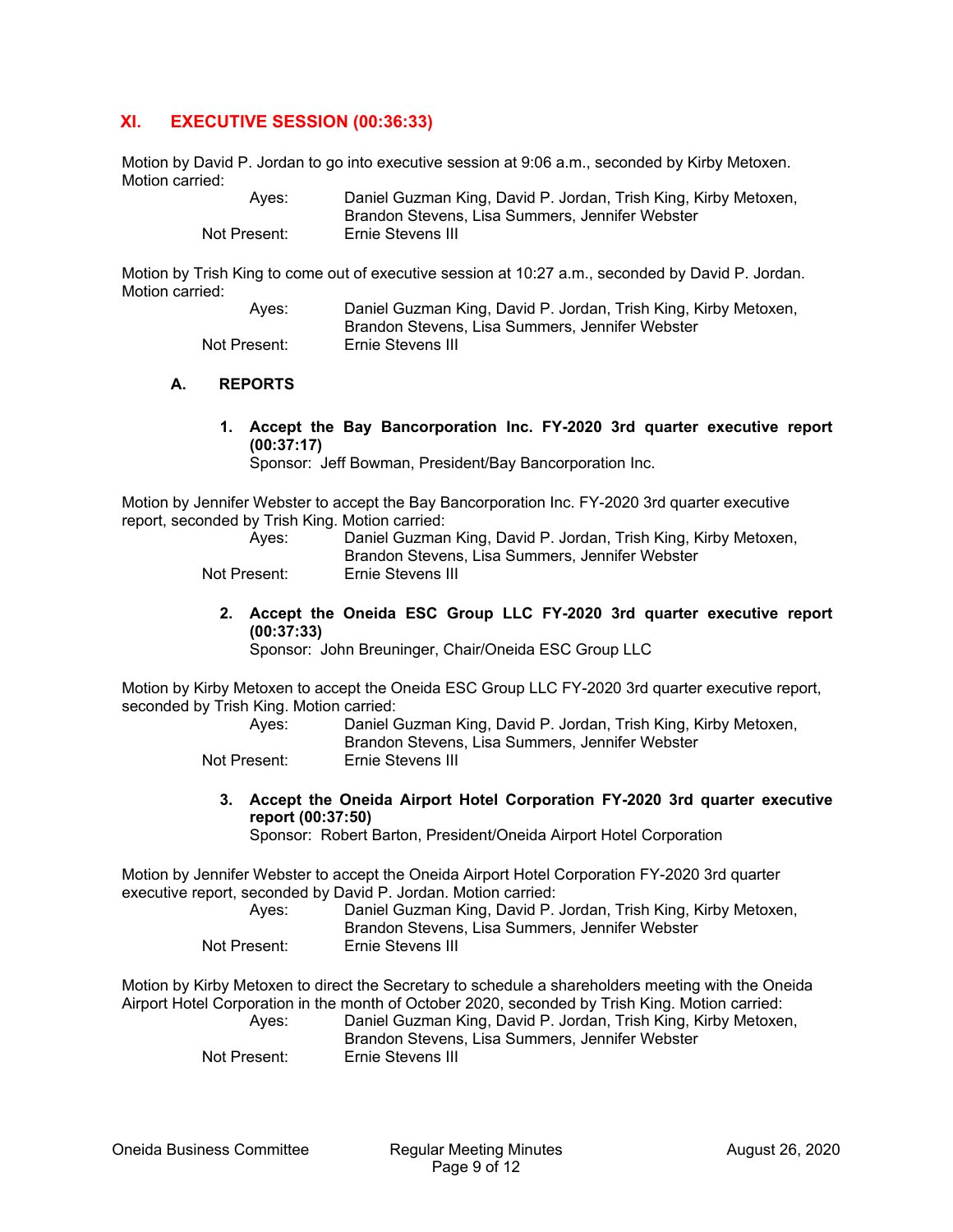## XI. EXECUTIVE SESSION (00:36:33)

Motion by David P. Jordan to go into executive session at 9:06 a.m., seconded by Kirby Metoxen. Motion carried:

| | |
|---|---|
| Ayes: | Daniel Guzman King, David P. Jordan, Trish King, Kirby Metoxen, Brandon Stevens, Lisa Summers, Jennifer Webster |
| Not Present: | Ernie Stevens III |

Motion by Trish King to come out of executive session at 10:27 a.m., seconded by David P. Jordan. Motion carried:

| | |
|---|---|
| Ayes: | Daniel Guzman King, David P. Jordan, Trish King, Kirby Metoxen, Brandon Stevens, Lisa Summers, Jennifer Webster |
| Not Present: | Ernie Stevens III |

### A. REPORTS

**1. Accept the Bay Bancorporation Inc. FY-2020 3rd quarter executive report (00:37:17)**
Sponsor: Jeff Bowman, President/Bay Bancorporation Inc.

Motion by Jennifer Webster to accept the Bay Bancorporation Inc. FY-2020 3rd quarter executive report, seconded by Trish King. Motion carried:

| | |
|---|---|
| Ayes: | Daniel Guzman King, David P. Jordan, Trish King, Kirby Metoxen, Brandon Stevens, Lisa Summers, Jennifer Webster |
| Not Present: | Ernie Stevens III |

**2. Accept the Oneida ESC Group LLC FY-2020 3rd quarter executive report (00:37:33)**
Sponsor: John Breuninger, Chair/Oneida ESC Group LLC

Motion by Kirby Metoxen to accept the Oneida ESC Group LLC FY-2020 3rd quarter executive report, seconded by Trish King. Motion carried:

| | |
|---|---|
| Ayes: | Daniel Guzman King, David P. Jordan, Trish King, Kirby Metoxen, Brandon Stevens, Lisa Summers, Jennifer Webster |
| Not Present: | Ernie Stevens III |

**3. Accept the Oneida Airport Hotel Corporation FY-2020 3rd quarter executive report (00:37:50)**
Sponsor: Robert Barton, President/Oneida Airport Hotel Corporation

Motion by Jennifer Webster to accept the Oneida Airport Hotel Corporation FY-2020 3rd quarter executive report, seconded by David P. Jordan. Motion carried:

| | |
|---|---|
| Ayes: | Daniel Guzman King, David P. Jordan, Trish King, Kirby Metoxen, Brandon Stevens, Lisa Summers, Jennifer Webster |
| Not Present: | Ernie Stevens III |

Motion by Kirby Metoxen to direct the Secretary to schedule a shareholders meeting with the Oneida Airport Hotel Corporation in the month of October 2020, seconded by Trish King. Motion carried:

| | |
|---|---|
| Ayes: | Daniel Guzman King, David P. Jordan, Trish King, Kirby Metoxen, Brandon Stevens, Lisa Summers, Jennifer Webster |
| Not Present: | Ernie Stevens III |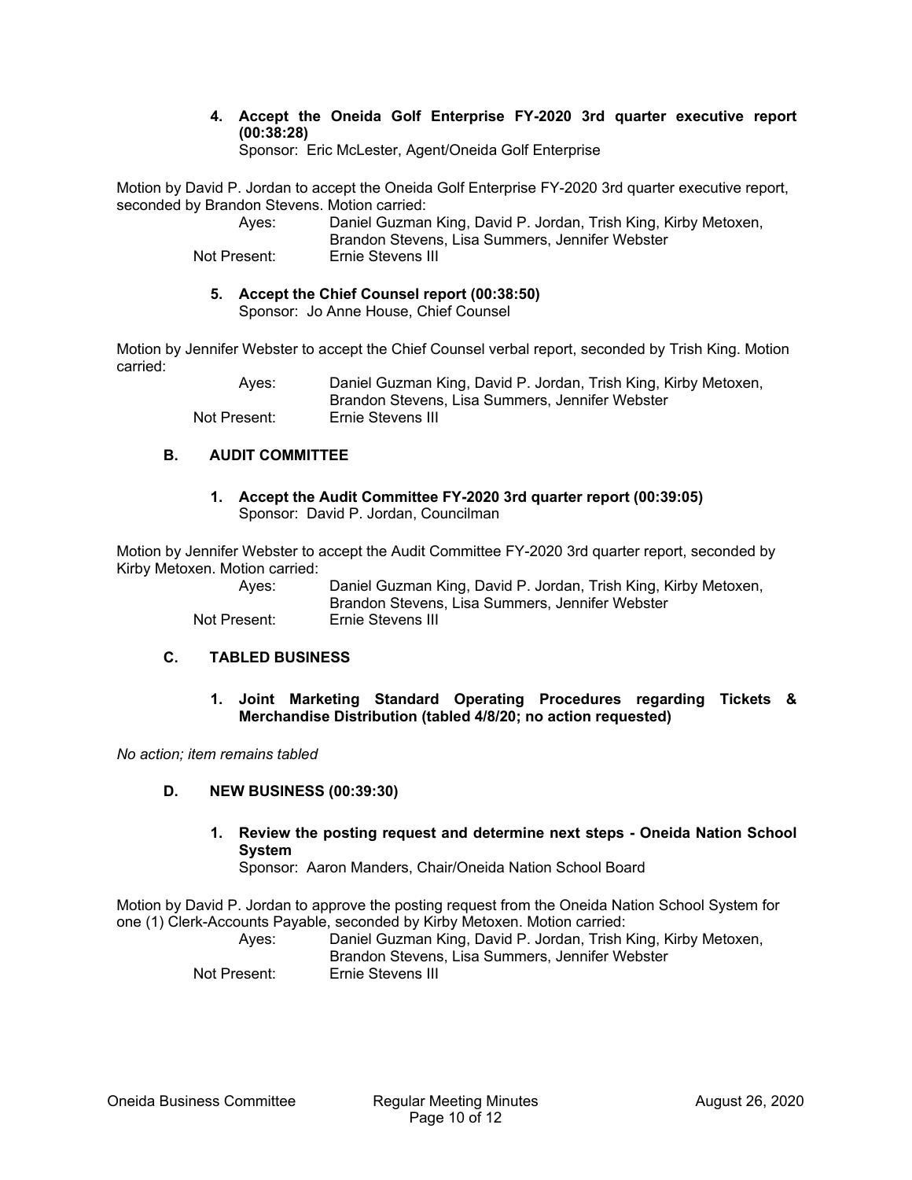**4. Accept the Oneida Golf Enterprise FY-2020 3rd quarter executive report (00:38:28)**
Sponsor: Eric McLester, Agent/Oneida Golf Enterprise

Motion by David P. Jordan to accept the Oneida Golf Enterprise FY-2020 3rd quarter executive report, seconded by Brandon Stevens. Motion carried:

Ayes: Daniel Guzman King, David P. Jordan, Trish King, Kirby Metoxen, Brandon Stevens, Lisa Summers, Jennifer Webster
Not Present: Ernie Stevens III

**5. Accept the Chief Counsel report (00:38:50)**
Sponsor: Jo Anne House, Chief Counsel

Motion by Jennifer Webster to accept the Chief Counsel verbal report, seconded by Trish King. Motion carried:

Ayes: Daniel Guzman King, David P. Jordan, Trish King, Kirby Metoxen, Brandon Stevens, Lisa Summers, Jennifer Webster
Not Present: Ernie Stevens III

## B. AUDIT COMMITTEE

**1. Accept the Audit Committee FY-2020 3rd quarter report (00:39:05)**
Sponsor: David P. Jordan, Councilman

Motion by Jennifer Webster to accept the Audit Committee FY-2020 3rd quarter report, seconded by Kirby Metoxen. Motion carried:

Ayes: Daniel Guzman King, David P. Jordan, Trish King, Kirby Metoxen, Brandon Stevens, Lisa Summers, Jennifer Webster
Not Present: Ernie Stevens III

## C. TABLED BUSINESS

**1. Joint Marketing Standard Operating Procedures regarding Tickets & Merchandise Distribution (tabled 4/8/20; no action requested)**

*No action; item remains tabled*

## D. NEW BUSINESS (00:39:30)

**1. Review the posting request and determine next steps - Oneida Nation School System**
Sponsor: Aaron Manders, Chair/Oneida Nation School Board

Motion by David P. Jordan to approve the posting request from the Oneida Nation School System for one (1) Clerk-Accounts Payable, seconded by Kirby Metoxen. Motion carried:

Ayes: Daniel Guzman King, David P. Jordan, Trish King, Kirby Metoxen, Brandon Stevens, Lisa Summers, Jennifer Webster
Not Present: Ernie Stevens III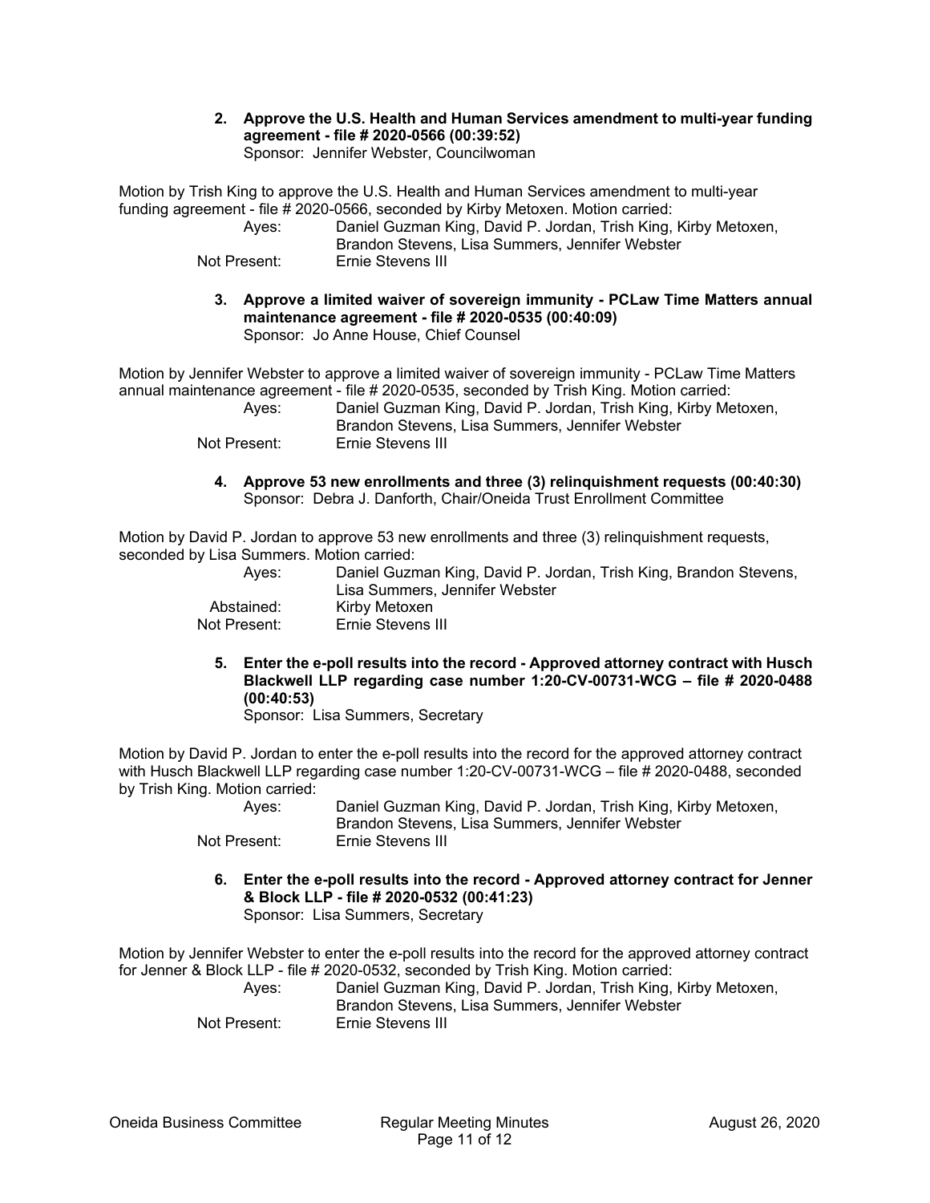**2. Approve the U.S. Health and Human Services amendment to multi-year funding agreement - file # 2020-0566 (00:39:52)**
Sponsor: Jennifer Webster, Councilwoman

Motion by Trish King to approve the U.S. Health and Human Services amendment to multi-year funding agreement - file # 2020-0566, seconded by Kirby Metoxen. Motion carried:

| | |
|---|---|
| Ayes: | Daniel Guzman King, David P. Jordan, Trish King, Kirby Metoxen, Brandon Stevens, Lisa Summers, Jennifer Webster |
| Not Present: | Ernie Stevens III |

**3. Approve a limited waiver of sovereign immunity - PCLaw Time Matters annual maintenance agreement - file # 2020-0535 (00:40:09)**
Sponsor: Jo Anne House, Chief Counsel

Motion by Jennifer Webster to approve a limited waiver of sovereign immunity - PCLaw Time Matters annual maintenance agreement - file # 2020-0535, seconded by Trish King. Motion carried:

| | |
|---|---|
| Ayes: | Daniel Guzman King, David P. Jordan, Trish King, Kirby Metoxen, Brandon Stevens, Lisa Summers, Jennifer Webster |
| Not Present: | Ernie Stevens III |

**4. Approve 53 new enrollments and three (3) relinquishment requests (00:40:30)**
Sponsor: Debra J. Danforth, Chair/Oneida Trust Enrollment Committee

Motion by David P. Jordan to approve 53 new enrollments and three (3) relinquishment requests, seconded by Lisa Summers. Motion carried:

| | |
|---|---|
| Ayes: | Daniel Guzman King, David P. Jordan, Trish King, Brandon Stevens, Lisa Summers, Jennifer Webster |
| Abstained: | Kirby Metoxen |
| Not Present: | Ernie Stevens III |

**5. Enter the e-poll results into the record - Approved attorney contract with Husch Blackwell LLP regarding case number 1:20-CV-00731-WCG – file # 2020-0488 (00:40:53)**
Sponsor: Lisa Summers, Secretary

Motion by David P. Jordan to enter the e-poll results into the record for the approved attorney contract with Husch Blackwell LLP regarding case number 1:20-CV-00731-WCG – file # 2020-0488, seconded by Trish King. Motion carried:

| | |
|---|---|
| Ayes: | Daniel Guzman King, David P. Jordan, Trish King, Kirby Metoxen, Brandon Stevens, Lisa Summers, Jennifer Webster |
| Not Present: | Ernie Stevens III |

**6. Enter the e-poll results into the record - Approved attorney contract for Jenner & Block LLP - file # 2020-0532 (00:41:23)**
Sponsor: Lisa Summers, Secretary

Motion by Jennifer Webster to enter the e-poll results into the record for the approved attorney contract for Jenner & Block LLP - file # 2020-0532, seconded by Trish King. Motion carried:

| | |
|---|---|
| Ayes: | Daniel Guzman King, David P. Jordan, Trish King, Kirby Metoxen, Brandon Stevens, Lisa Summers, Jennifer Webster |
| Not Present: | Ernie Stevens III |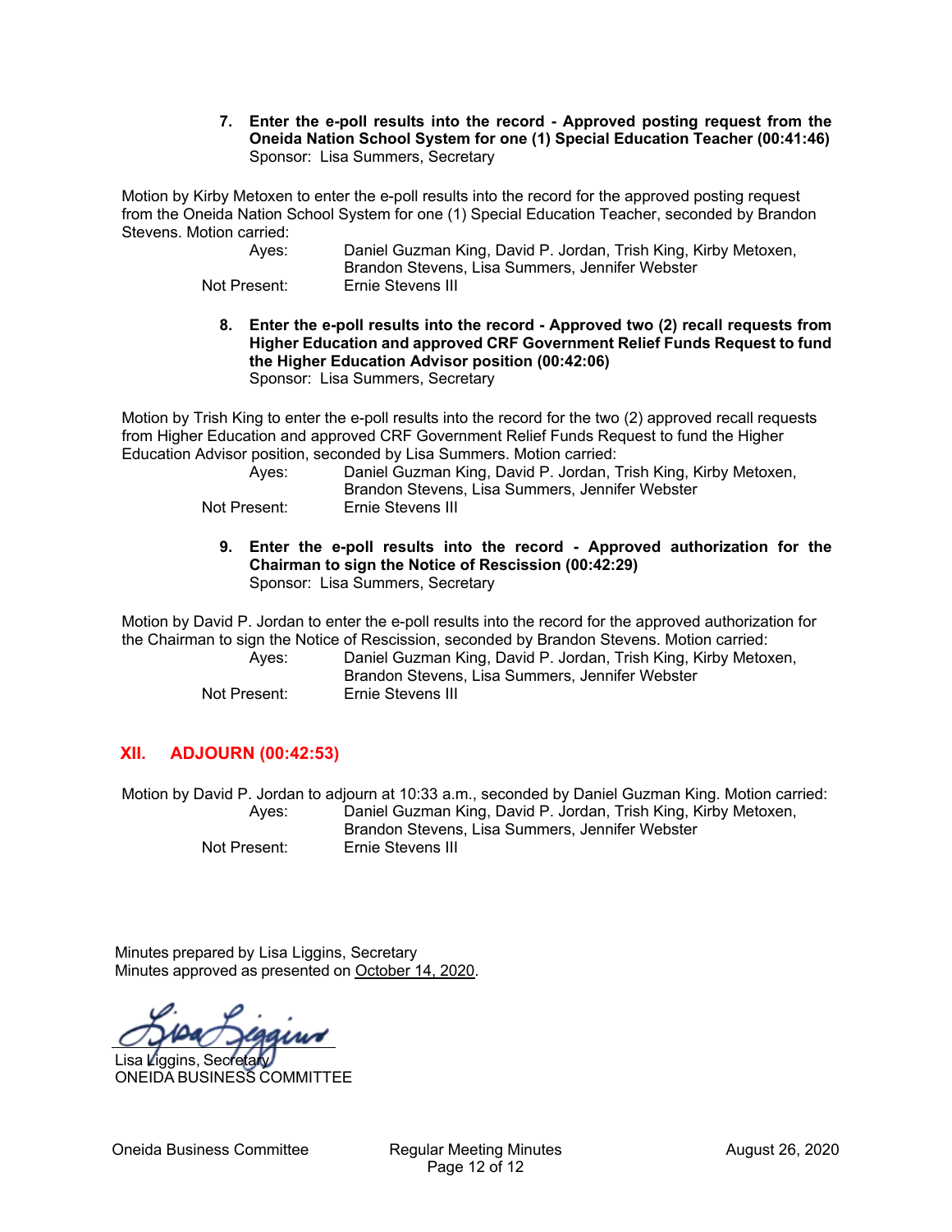**7. Enter the e-poll results into the record - Approved posting request from the Oneida Nation School System for one (1) Special Education Teacher (00:41:46)**
Sponsor: Lisa Summers, Secretary

Motion by Kirby Metoxen to enter the e-poll results into the record for the approved posting request from the Oneida Nation School System for one (1) Special Education Teacher, seconded by Brandon Stevens. Motion carried:

Ayes: Daniel Guzman King, David P. Jordan, Trish King, Kirby Metoxen, Brandon Stevens, Lisa Summers, Jennifer Webster
Not Present: Ernie Stevens III

**8. Enter the e-poll results into the record - Approved two (2) recall requests from Higher Education and approved CRF Government Relief Funds Request to fund the Higher Education Advisor position (00:42:06)**
Sponsor: Lisa Summers, Secretary

Motion by Trish King to enter the e-poll results into the record for the two (2) approved recall requests from Higher Education and approved CRF Government Relief Funds Request to fund the Higher Education Advisor position, seconded by Lisa Summers. Motion carried:

Ayes: Daniel Guzman King, David P. Jordan, Trish King, Kirby Metoxen, Brandon Stevens, Lisa Summers, Jennifer Webster
Not Present: Ernie Stevens III

**9. Enter the e-poll results into the record - Approved authorization for the Chairman to sign the Notice of Rescission (00:42:29)**
Sponsor: Lisa Summers, Secretary

Motion by David P. Jordan to enter the e-poll results into the record for the approved authorization for the Chairman to sign the Notice of Rescission, seconded by Brandon Stevens. Motion carried:

Ayes: Daniel Guzman King, David P. Jordan, Trish King, Kirby Metoxen, Brandon Stevens, Lisa Summers, Jennifer Webster
Not Present: Ernie Stevens III

## XII. ADJOURN (00:42:53)

Motion by David P. Jordan to adjourn at 10:33 a.m., seconded by Daniel Guzman King. Motion carried:

Ayes: Daniel Guzman King, David P. Jordan, Trish King, Kirby Metoxen, Brandon Stevens, Lisa Summers, Jennifer Webster
Not Present: Ernie Stevens III

Minutes prepared by Lisa Liggins, Secretary
Minutes approved as presented on October 14, 2020.

Lisa Liggins, Secretary
ONEIDA BUSINESS COMMITTEE